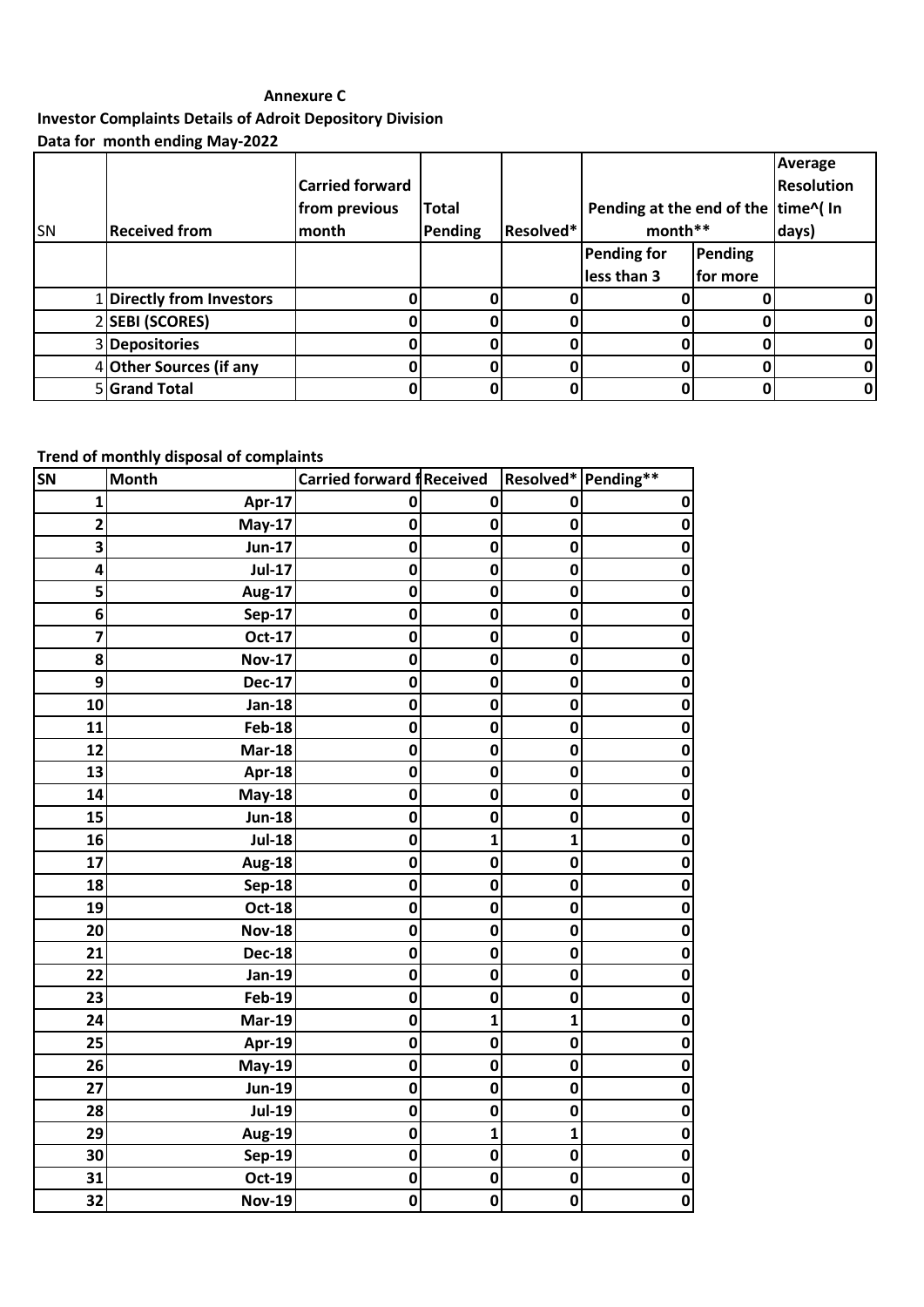**Annexure C**

**Investor Complaints Details of Adroit Depository Division**

**Data for month ending May-2022**

| SN | Received from | Carried forward from previous month | Total Pending | Resolved* | Pending at the end of the month** | | Average Resolution time^( In days) |
|---|---|---|---|---|---|---|---|
| | | | | | Pending for less than 3 | Pending for more | |
| 1 | **Directly from Investors** | 0 | 0 | 0 | 0 | 0 | 0 |
| 2 | **SEBI (SCORES)** | 0 | 0 | 0 | 0 | 0 | 0 |
| 3 | **Depositories** | 0 | 0 | 0 | 0 | 0 | 0 |
| 4 | **Other Sources (if any** | 0 | 0 | 0 | 0 | 0 | 0 |
| 5 | **Grand Total** | 0 | 0 | 0 | 0 | 0 | 0 |

**Trend of monthly disposal of complaints**

| SN | Month | Carried forward f | Received | Resolved* | Pending** |
|---|---|---|---|---|---|
| 1 | Apr-17 | 0 | 0 | 0 | 0 |
| 2 | May-17 | 0 | 0 | 0 | 0 |
| 3 | Jun-17 | 0 | 0 | 0 | 0 |
| 4 | Jul-17 | 0 | 0 | 0 | 0 |
| 5 | Aug-17 | 0 | 0 | 0 | 0 |
| 6 | Sep-17 | 0 | 0 | 0 | 0 |
| 7 | Oct-17 | 0 | 0 | 0 | 0 |
| 8 | Nov-17 | 0 | 0 | 0 | 0 |
| 9 | Dec-17 | 0 | 0 | 0 | 0 |
| 10 | Jan-18 | 0 | 0 | 0 | 0 |
| 11 | Feb-18 | 0 | 0 | 0 | 0 |
| 12 | Mar-18 | 0 | 0 | 0 | 0 |
| 13 | Apr-18 | 0 | 0 | 0 | 0 |
| 14 | May-18 | 0 | 0 | 0 | 0 |
| 15 | Jun-18 | 0 | 0 | 0 | 0 |
| 16 | Jul-18 | 0 | 1 | 1 | 0 |
| 17 | Aug-18 | 0 | 0 | 0 | 0 |
| 18 | Sep-18 | 0 | 0 | 0 | 0 |
| 19 | Oct-18 | 0 | 0 | 0 | 0 |
| 20 | Nov-18 | 0 | 0 | 0 | 0 |
| 21 | Dec-18 | 0 | 0 | 0 | 0 |
| 22 | Jan-19 | 0 | 0 | 0 | 0 |
| 23 | Feb-19 | 0 | 0 | 0 | 0 |
| 24 | Mar-19 | 0 | 1 | 1 | 0 |
| 25 | Apr-19 | 0 | 0 | 0 | 0 |
| 26 | May-19 | 0 | 0 | 0 | 0 |
| 27 | Jun-19 | 0 | 0 | 0 | 0 |
| 28 | Jul-19 | 0 | 0 | 0 | 0 |
| 29 | Aug-19 | 0 | 1 | 1 | 0 |
| 30 | Sep-19 | 0 | 0 | 0 | 0 |
| 31 | Oct-19 | 0 | 0 | 0 | 0 |
| 32 | Nov-19 | 0 | 0 | 0 | 0 |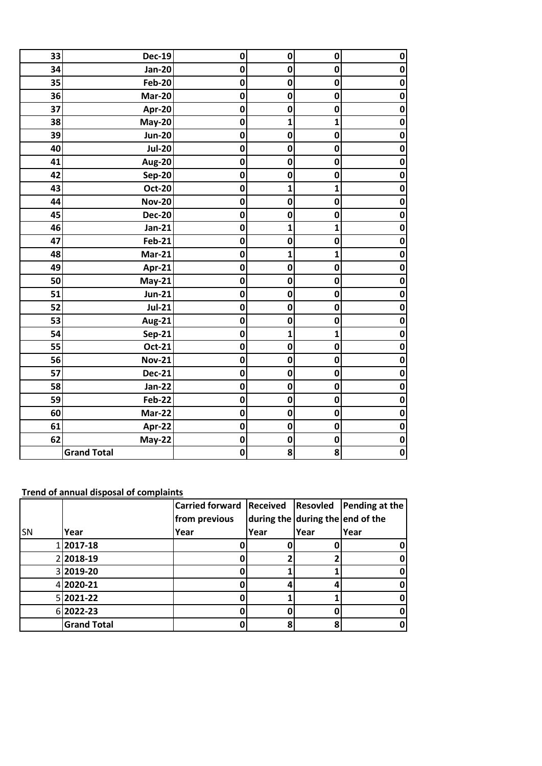| | | | | | |
|---|---|---|---|---|---|
| 33 | Dec-19 | 0 | 0 | 0 | 0 |
| 34 | Jan-20 | 0 | 0 | 0 | 0 |
| 35 | Feb-20 | 0 | 0 | 0 | 0 |
| 36 | Mar-20 | 0 | 0 | 0 | 0 |
| 37 | Apr-20 | 0 | 0 | 0 | 0 |
| 38 | May-20 | 0 | 1 | 1 | 0 |
| 39 | Jun-20 | 0 | 0 | 0 | 0 |
| 40 | Jul-20 | 0 | 0 | 0 | 0 |
| 41 | Aug-20 | 0 | 0 | 0 | 0 |
| 42 | Sep-20 | 0 | 0 | 0 | 0 |
| 43 | Oct-20 | 0 | 1 | 1 | 0 |
| 44 | Nov-20 | 0 | 0 | 0 | 0 |
| 45 | Dec-20 | 0 | 0 | 0 | 0 |
| 46 | Jan-21 | 0 | 1 | 1 | 0 |
| 47 | Feb-21 | 0 | 0 | 0 | 0 |
| 48 | Mar-21 | 0 | 1 | 1 | 0 |
| 49 | Apr-21 | 0 | 0 | 0 | 0 |
| 50 | May-21 | 0 | 0 | 0 | 0 |
| 51 | Jun-21 | 0 | 0 | 0 | 0 |
| 52 | Jul-21 | 0 | 0 | 0 | 0 |
| 53 | Aug-21 | 0 | 0 | 0 | 0 |
| 54 | Sep-21 | 0 | 1 | 1 | 0 |
| 55 | Oct-21 | 0 | 0 | 0 | 0 |
| 56 | Nov-21 | 0 | 0 | 0 | 0 |
| 57 | Dec-21 | 0 | 0 | 0 | 0 |
| 58 | Jan-22 | 0 | 0 | 0 | 0 |
| 59 | Feb-22 | 0 | 0 | 0 | 0 |
| 60 | Mar-22 | 0 | 0 | 0 | 0 |
| 61 | Apr-22 | 0 | 0 | 0 | 0 |
| 62 | May-22 | 0 | 0 | 0 | 0 |
| | **Grand Total** | 0 | 8 | 8 | 0 |

**Trend of annual disposal of complaints**

| SN | Year | Carried forward from previous Year | Received during the Year | Resovled during the Year | Pending at the end of the Year |
|---|---|---|---|---|---|
| 1 | 2017-18 | 0 | 0 | 0 | 0 |
| 2 | 2018-19 | 0 | 2 | 2 | 0 |
| 3 | 2019-20 | 0 | 1 | 1 | 0 |
| 4 | 2020-21 | 0 | 4 | 4 | 0 |
| 5 | 2021-22 | 0 | 1 | 1 | 0 |
| 6 | 2022-23 | 0 | 0 | 0 | 0 |
| | **Grand Total** | 0 | 8 | 8 | 0 |